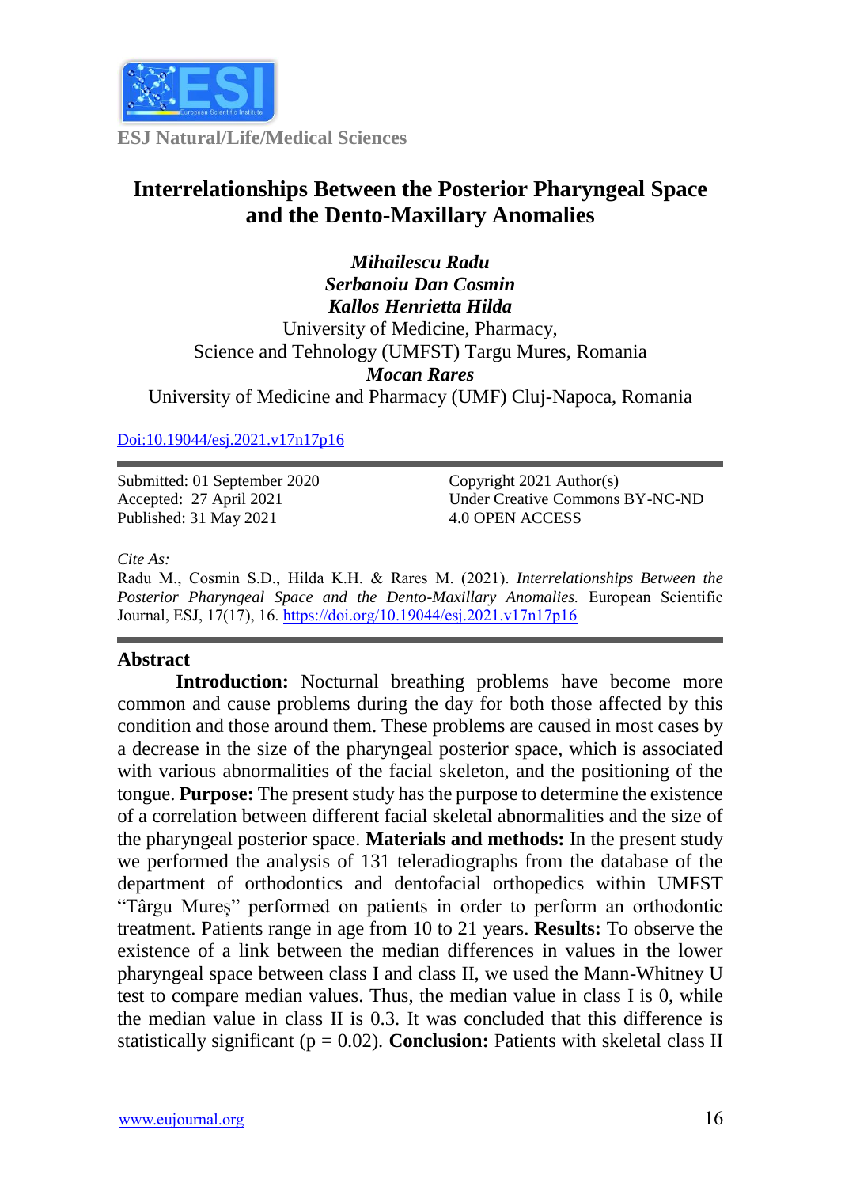ESJ Natural/Life/Medical Sciences

# Interrelationships Between the Posterior Pharyngeal Space and the Dento-Maxillary Anomalies

***Mihailescu Radu***
***Serbanoiu Dan Cosmin***
***Kallos Henrietta Hilda***
University of Medicine, Pharmacy,
Science and Tehnology (UMFST) Targu Mures, Romania
***Mocan Rares***
University of Medicine and Pharmacy (UMF) Cluj-Napoca, Romania

Doi:10.19044/esj.2021.v17n17p16

Submitted: 01 September 2020
Accepted: 27 April 2021
Published: 31 May 2021

Copyright 2021 Author(s)
Under Creative Commons BY-NC-ND
4.0 OPEN ACCESS

*Cite As:*
Radu M., Cosmin S.D., Hilda K.H. & Rares M. (2021). *Interrelationships Between the Posterior Pharyngeal Space and the Dento-Maxillary Anomalies.* European Scientific Journal, ESJ, 17(17), 16. https://doi.org/10.19044/esj.2021.v17n17p16

## Abstract

**Introduction:** Nocturnal breathing problems have become more common and cause problems during the day for both those affected by this condition and those around them. These problems are caused in most cases by a decrease in the size of the pharyngeal posterior space, which is associated with various abnormalities of the facial skeleton, and the positioning of the tongue. **Purpose:** The present study has the purpose to determine the existence of a correlation between different facial skeletal abnormalities and the size of the pharyngeal posterior space. **Materials and methods:** In the present study we performed the analysis of 131 teleradiographs from the database of the department of orthodontics and dentofacial orthopedics within UMFST "Târgu Mureș" performed on patients in order to perform an orthodontic treatment. Patients range in age from 10 to 21 years. **Results:** To observe the existence of a link between the median differences in values in the lower pharyngeal space between class I and class II, we used the Mann-Whitney U test to compare median values. Thus, the median value in class I is 0, while the median value in class II is 0.3. It was concluded that this difference is statistically significant ($p = 0.02$). **Conclusion:** Patients with skeletal class II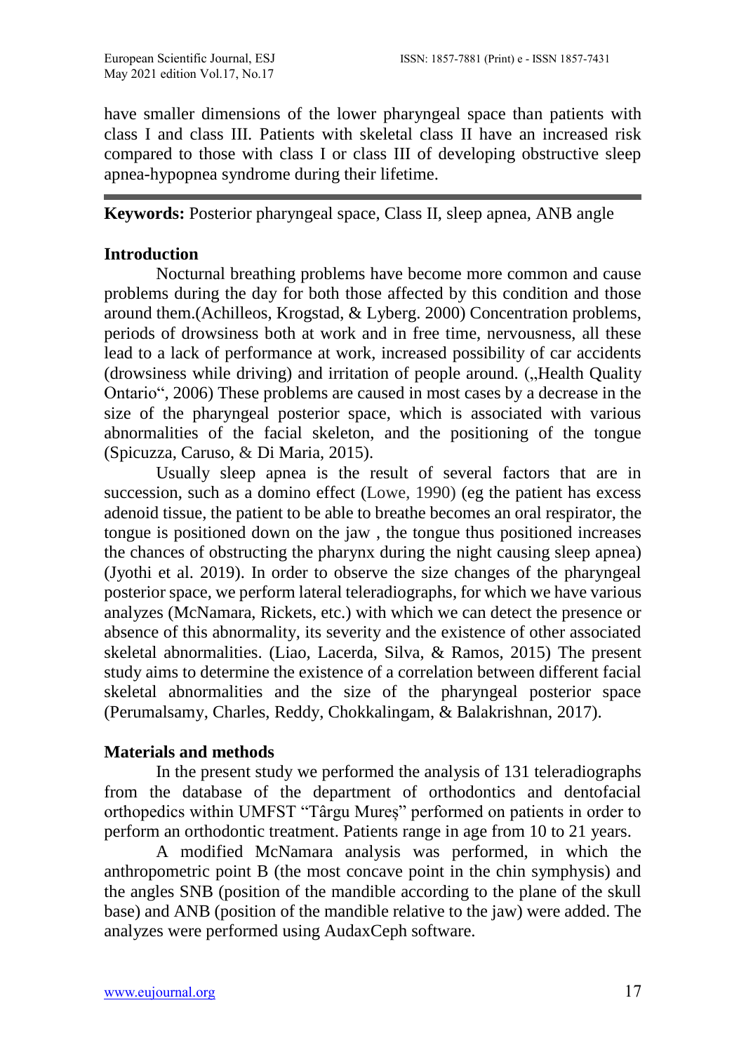have smaller dimensions of the lower pharyngeal space than patients with class I and class III. Patients with skeletal class II have an increased risk compared to those with class I or class III of developing obstructive sleep apnea-hypopnea syndrome during their lifetime.

**Keywords:** Posterior pharyngeal space, Class II, sleep apnea, ANB angle

## Introduction

Nocturnal breathing problems have become more common and cause problems during the day for both those affected by this condition and those around them.(Achilleos, Krogstad, & Lyberg. 2000) Concentration problems, periods of drowsiness both at work and in free time, nervousness, all these lead to a lack of performance at work, increased possibility of car accidents (drowsiness while driving) and irritation of people around. („Health Quality Ontario", 2006) These problems are caused in most cases by a decrease in the size of the pharyngeal posterior space, which is associated with various abnormalities of the facial skeleton, and the positioning of the tongue (Spicuzza, Caruso, & Di Maria, 2015).

Usually sleep apnea is the result of several factors that are in succession, such as a domino effect (Lowe, 1990) (eg the patient has excess adenoid tissue, the patient to be able to breathe becomes an oral respirator, the tongue is positioned down on the jaw , the tongue thus positioned increases the chances of obstructing the pharynx during the night causing sleep apnea) (Jyothi et al. 2019). In order to observe the size changes of the pharyngeal posterior space, we perform lateral teleradiographs, for which we have various analyzes (McNamara, Rickets, etc.) with which we can detect the presence or absence of this abnormality, its severity and the existence of other associated skeletal abnormalities. (Liao, Lacerda, Silva, & Ramos, 2015) The present study aims to determine the existence of a correlation between different facial skeletal abnormalities and the size of the pharyngeal posterior space (Perumalsamy, Charles, Reddy, Chokkalingam, & Balakrishnan, 2017).

## Materials and methods

In the present study we performed the analysis of 131 teleradiographs from the database of the department of orthodontics and dentofacial orthopedics within UMFST "Târgu Mureș" performed on patients in order to perform an orthodontic treatment. Patients range in age from 10 to 21 years.

A modified McNamara analysis was performed, in which the anthropometric point B (the most concave point in the chin symphysis) and the angles SNB (position of the mandible according to the plane of the skull base) and ANB (position of the mandible relative to the jaw) were added. The analyzes were performed using AudaxCeph software.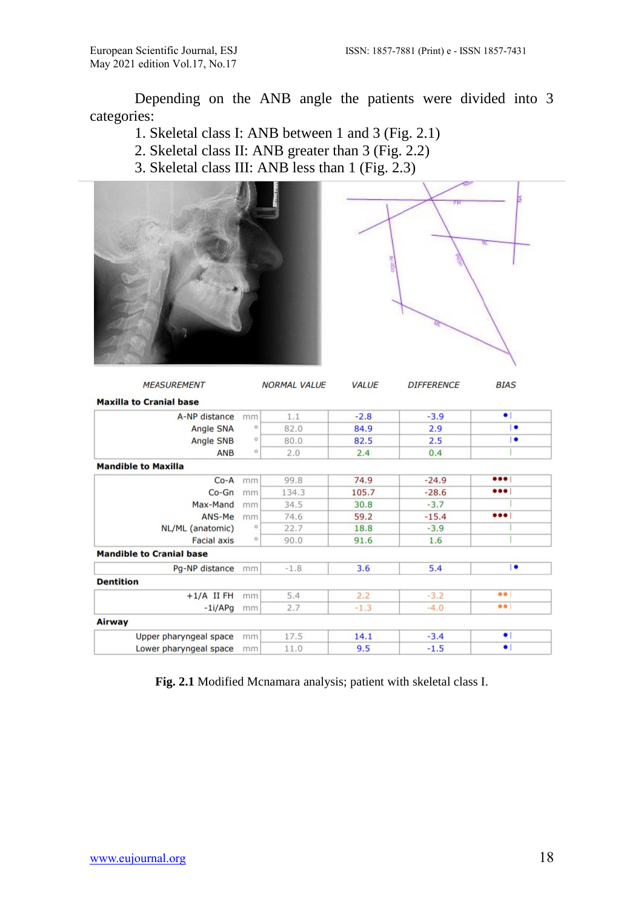Depending on the ANB angle the patients were divided into 3 categories:

1. Skeletal class I: ANB between 1 and 3 (Fig. 2.1)
2. Skeletal class II: ANB greater than 3 (Fig. 2.2)
3. Skeletal class III: ANB less than 1 (Fig. 2.3)

| MEASUREMENT | | NORMAL VALUE | VALUE | DIFFERENCE | BIAS |
|---|---|---|---|---|---|
| **Maxilla to Cranial base** | | | | | |
| A-NP distance | mm | 1.1 | -2.8 | -3.9 | •\| |
| Angle SNA | ° | 82.0 | 84.9 | 2.9 | \|• |
| Angle SNB | ° | 80.0 | 82.5 | 2.5 | \|• |
| ANB | ° | 2.0 | 2.4 | 0.4 | \| |
| **Mandible to Maxilla** | | | | | |
| Co-A | mm | 99.8 | 74.9 | -24.9 | •••\| |
| Co-Gn | mm | 134.3 | 105.7 | -28.6 | •••\| |
| Max-Mand | mm | 34.5 | 30.8 | -3.7 | \| |
| ANS-Me | mm | 74.6 | 59.2 | -15.4 | •••\| |
| NL/ML (anatomic) | ° | 22.7 | 18.8 | -3.9 | \| |
| Facial axis | ° | 90.0 | 91.6 | 1.6 | \| |
| **Mandible to Cranial base** | | | | | |
| Pg-NP distance | mm | -1.8 | 3.6 | 5.4 | \|• |
| **Dentition** | | | | | |
| +1/A II FH | mm | 5.4 | 2.2 | -3.2 | ••\| |
| -1i/APg | mm | 2.7 | -1.3 | -4.0 | ••\| |
| **Airway** | | | | | |
| Upper pharyngeal space | mm | 17.5 | 14.1 | -3.4 | •\| |
| Lower pharyngeal space | mm | 11.0 | 9.5 | -1.5 | •\| |

**Fig. 2.1** Modified Mcnamara analysis; patient with skeletal class I.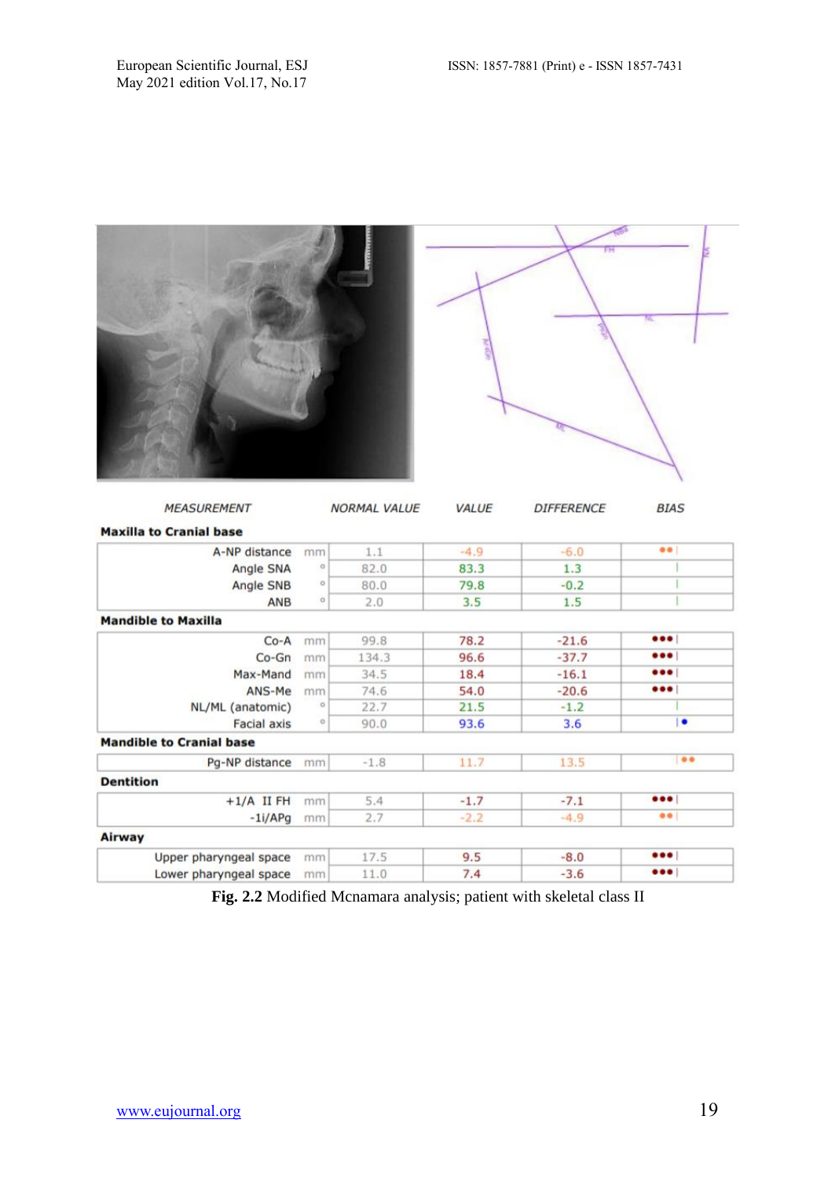| MEASUREMENT | | NORMAL VALUE | VALUE | DIFFERENCE | BIAS |
|---|---|---|---|---|---|
| **Maxilla to Cranial base** | | | | | |
| A-NP distance | mm | 1.1 | -4.9 | -6.0 | ●● |
| Angle SNA | ° | 82.0 | 83.3 | 1.3 | |
| Angle SNB | ° | 80.0 | 79.8 | -0.2 | |
| ANB | ° | 2.0 | 3.5 | 1.5 | |
| **Mandible to Maxilla** | | | | | |
| Co-A | mm | 99.8 | 78.2 | -21.6 | ●●● |
| Co-Gn | mm | 134.3 | 96.6 | -37.7 | ●●● |
| Max-Mand | mm | 34.5 | 18.4 | -16.1 | ●●● |
| ANS-Me | mm | 74.6 | 54.0 | -20.6 | ●●● |
| NL/ML (anatomic) | ° | 22.7 | 21.5 | -1.2 | |
| Facial axis | ° | 90.0 | 93.6 | 3.6 | ● |
| **Mandible to Cranial base** | | | | | |
| Pg-NP distance | mm | -1.8 | 11.7 | 13.5 | ●● |
| **Dentition** | | | | | |
| +1/A II FH | mm | 5.4 | -1.7 | -7.1 | ●●● |
| -1i/APg | mm | 2.7 | -2.2 | -4.9 | ●● |
| **Airway** | | | | | |
| Upper pharyngeal space | mm | 17.5 | 9.5 | -8.0 | ●●● |
| Lower pharyngeal space | mm | 11.0 | 7.4 | -3.6 | ●●● |

**Fig. 2.2** Modified Mcnamara analysis; patient with skeletal class II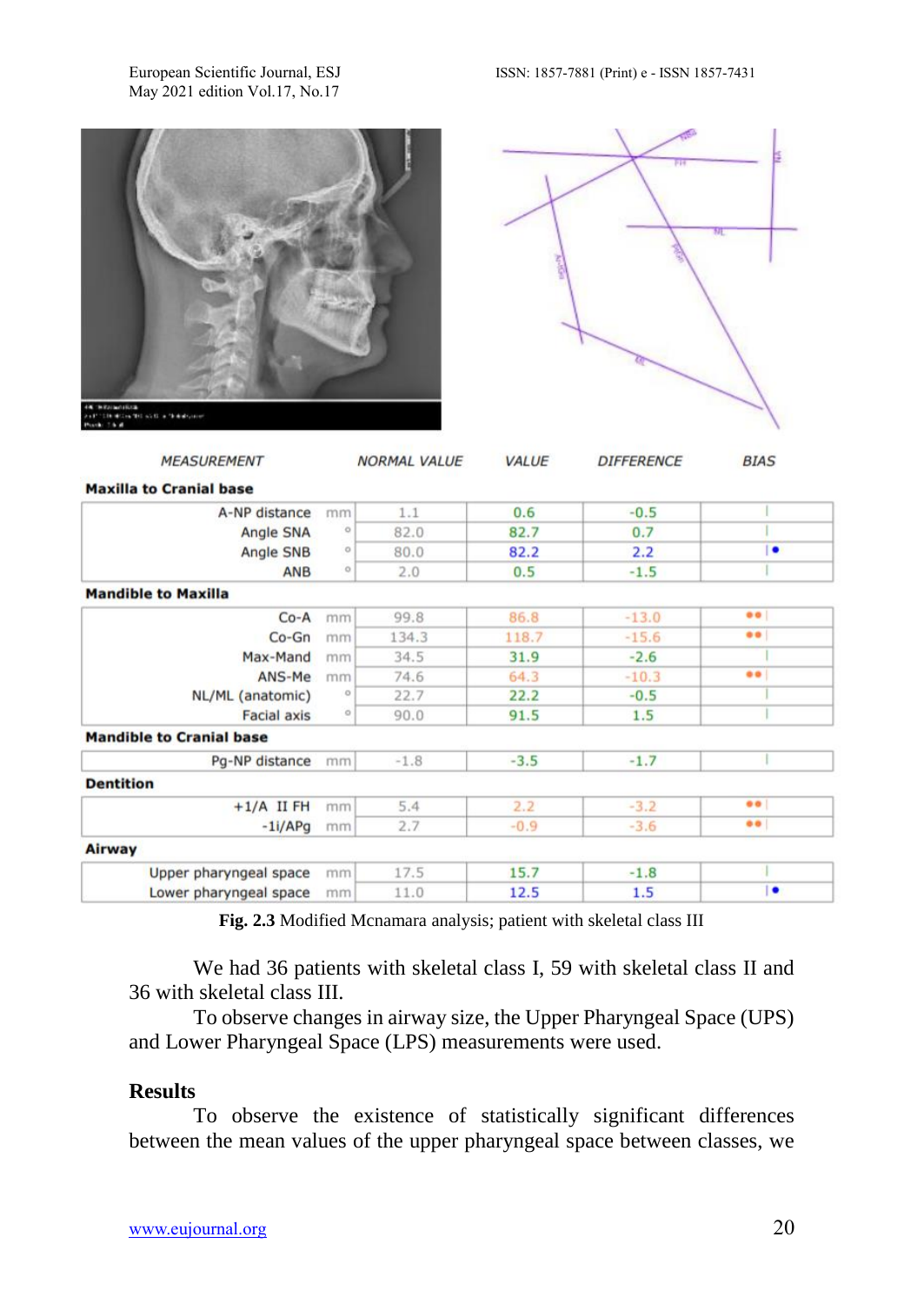| MEASUREMENT | | NORMAL VALUE | VALUE | DIFFERENCE | BIAS |
|---|---|---|---|---|---|
| **Maxilla to Cranial base** | | | | | |
| A-NP distance | mm | 1.1 | 0.6 | -0.5 | |
| Angle SNA | ° | 82.0 | 82.7 | 0.7 | |
| Angle SNB | ° | 80.0 | 82.2 | 2.2 | • |
| ANB | ° | 2.0 | 0.5 | -1.5 | |
| **Mandible to Maxilla** | | | | | |
| Co-A | mm | 99.8 | 86.8 | -13.0 | •• |
| Co-Gn | mm | 134.3 | 118.7 | -15.6 | •• |
| Max-Mand | mm | 34.5 | 31.9 | -2.6 | |
| ANS-Me | mm | 74.6 | 64.3 | -10.3 | •• |
| NL/ML (anatomic) | ° | 22.7 | 22.2 | -0.5 | |
| Facial axis | ° | 90.0 | 91.5 | 1.5 | |
| **Mandible to Cranial base** | | | | | |
| Pg-NP distance | mm | -1.8 | -3.5 | -1.7 | |
| **Dentition** | | | | | |
| +1/A II FH | mm | 5.4 | 2.2 | -3.2 | •• |
| -1i/APg | mm | 2.7 | -0.9 | -3.6 | •• |
| **Airway** | | | | | |
| Upper pharyngeal space | mm | 17.5 | 15.7 | -1.8 | |
| Lower pharyngeal space | mm | 11.0 | 12.5 | 1.5 | • |

**Fig. 2.3** Modified Mcnamara analysis; patient with skeletal class III

We had 36 patients with skeletal class I, 59 with skeletal class II and 36 with skeletal class III.

To observe changes in airway size, the Upper Pharyngeal Space (UPS) and Lower Pharyngeal Space (LPS) measurements were used.

## Results

To observe the existence of statistically significant differences between the mean values of the upper pharyngeal space between classes, we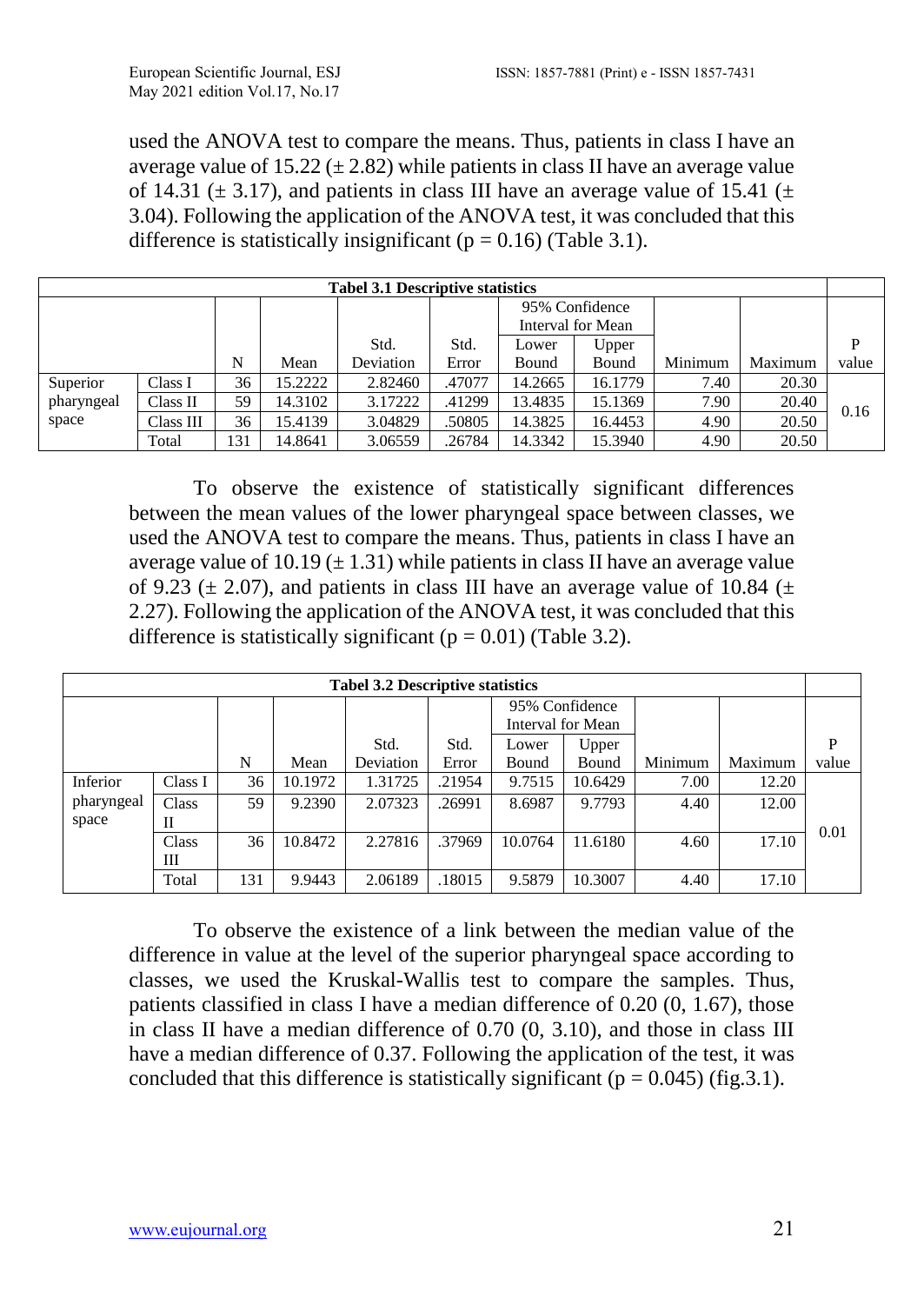used the ANOVA test to compare the means. Thus, patients in class I have an average value of 15.22 (± 2.82) while patients in class II have an average value of 14.31 (± 3.17), and patients in class III have an average value of 15.41 (± 3.04). Following the application of the ANOVA test, it was concluded that this difference is statistically insignificant (p = 0.16) (Table 3.1).

**Tabel 3.1 Descriptive statistics**

| | | N | Mean | Std. Deviation | Std. Error | 95% Confidence Interval for Mean Lower Bound | 95% Confidence Interval for Mean Upper Bound | Minimum | Maximum | P value |
|---|---|---|---|---|---|---|---|---|---|---|
| Superior pharyngeal space | Class I | 36 | 15.2222 | 2.82460 | .47077 | 14.2665 | 16.1779 | 7.40 | 20.30 | 0.16 |
| | Class II | 59 | 14.3102 | 3.17222 | .41299 | 13.4835 | 15.1369 | 7.90 | 20.40 | |
| | Class III | 36 | 15.4139 | 3.04829 | .50805 | 14.3825 | 16.4453 | 4.90 | 20.50 | |
| | Total | 131 | 14.8641 | 3.06559 | .26784 | 14.3342 | 15.3940 | 4.90 | 20.50 | |

To observe the existence of statistically significant differences between the mean values of the lower pharyngeal space between classes, we used the ANOVA test to compare the means. Thus, patients in class I have an average value of 10.19 (± 1.31) while patients in class II have an average value of 9.23 (± 2.07), and patients in class III have an average value of 10.84 (± 2.27). Following the application of the ANOVA test, it was concluded that this difference is statistically significant (p = 0.01) (Table 3.2).

**Tabel 3.2 Descriptive statistics**

| | | N | Mean | Std. Deviation | Std. Error | 95% Confidence Interval for Mean Lower Bound | 95% Confidence Interval for Mean Upper Bound | Minimum | Maximum | P value |
|---|---|---|---|---|---|---|---|---|---|---|
| Inferior pharyngeal space | Class I | 36 | 10.1972 | 1.31725 | .21954 | 9.7515 | 10.6429 | 7.00 | 12.20 | 0.01 |
| | Class II | 59 | 9.2390 | 2.07323 | .26991 | 8.6987 | 9.7793 | 4.40 | 12.00 | |
| | Class III | 36 | 10.8472 | 2.27816 | .37969 | 10.0764 | 11.6180 | 4.60 | 17.10 | |
| | Total | 131 | 9.9443 | 2.06189 | .18015 | 9.5879 | 10.3007 | 4.40 | 17.10 | |

To observe the existence of a link between the median value of the difference in value at the level of the superior pharyngeal space according to classes, we used the Kruskal-Wallis test to compare the samples. Thus, patients classified in class I have a median difference of 0.20 (0, 1.67), those in class II have a median difference of 0.70 (0, 3.10), and those in class III have a median difference of 0.37. Following the application of the test, it was concluded that this difference is statistically significant (p = 0.045) (fig.3.1).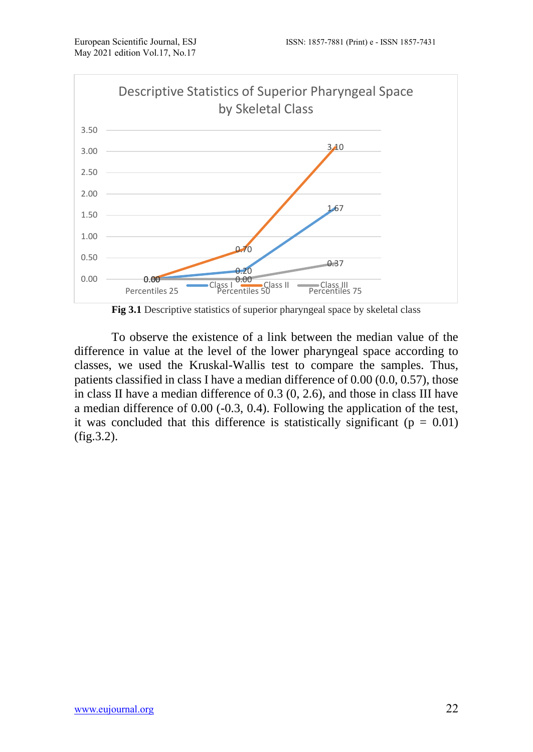Descriptive Statistics of Superior Pharyngeal Space by Skeletal Class

| | Percentiles 25 | Percentiles 50 | Percentiles 75 |
|---|---|---|---|
| Class I | 0.00 | 0.20 | 1.67 |
| Class II | 0.00 | 0.70 | 3.10 |
| Class III | 0.00 | 0.00 | 0.37 |

**Fig 3.1** Descriptive statistics of superior pharyngeal space by skeletal class

To observe the existence of a link between the median value of the difference in value at the level of the lower pharyngeal space according to classes, we used the Kruskal-Wallis test to compare the samples. Thus, patients classified in class I have a median difference of 0.00 (0.0, 0.57), those in class II have a median difference of 0.3 (0, 2.6), and those in class III have a median difference of 0.00 (-0.3, 0.4). Following the application of the test, it was concluded that this difference is statistically significant ($p = 0.01$) (fig.3.2).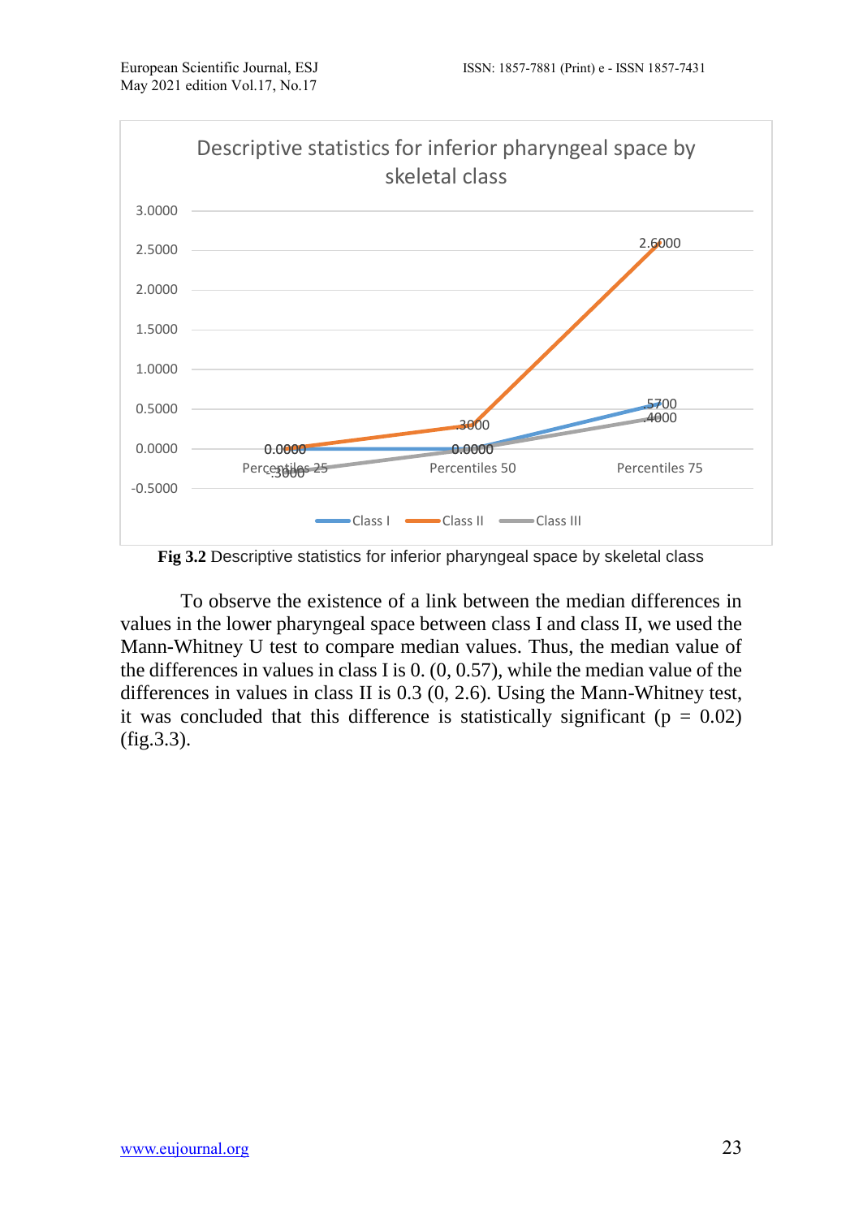**Fig 3.2** Descriptive statistics for inferior pharyngeal space by skeletal class

To observe the existence of a link between the median differences in values in the lower pharyngeal space between class I and class II, we used the Mann-Whitney U test to compare median values. Thus, the median value of the differences in values in class I is 0. (0, 0.57), while the median value of the differences in values in class II is 0.3 (0, 2.6). Using the Mann-Whitney test, it was concluded that this difference is statistically significant ($p = 0.02$) (fig.3.3).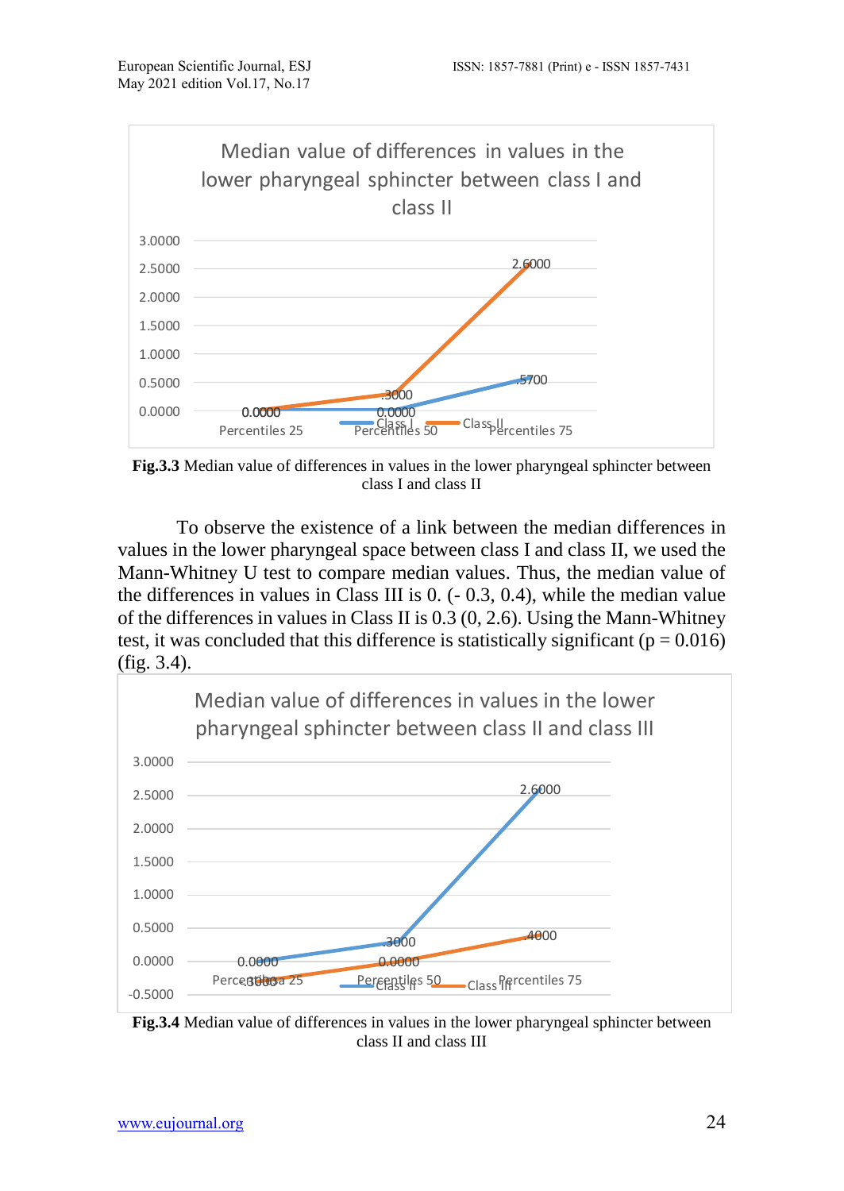Median value of differences in values in the lower pharyngeal sphincter between class I and class II

| | Percentiles 25 | Percentiles 50 | Percentiles 75 |
|---|---|---|---|
| Class I | 0.0000 | 0.0000 | .5700 |
| Class II | 0.0000 | .3000 | 2.6000 |

**Fig.3.3** Median value of differences in values in the lower pharyngeal sphincter between class I and class II

To observe the existence of a link between the median differences in values in the lower pharyngeal space between class I and class II, we used the Mann-Whitney U test to compare median values. Thus, the median value of the differences in values in Class III is 0. (- 0.3, 0.4), while the median value of the differences in values in Class II is 0.3 (0, 2.6). Using the Mann-Whitney test, it was concluded that this difference is statistically significant (p = 0.016) (fig. 3.4).

Median value of differences in values in the lower pharyngeal sphincter between class II and class III

| | Percentiles 25 | Percentiles 50 | Percentiles 75 |
|---|---|---|---|
| Class II | 0.0000 | .3000 | 2.6000 |
| Class III | -.3000 | 0.0000 | .4000 |

**Fig.3.4** Median value of differences in values in the lower pharyngeal sphincter between class II and class III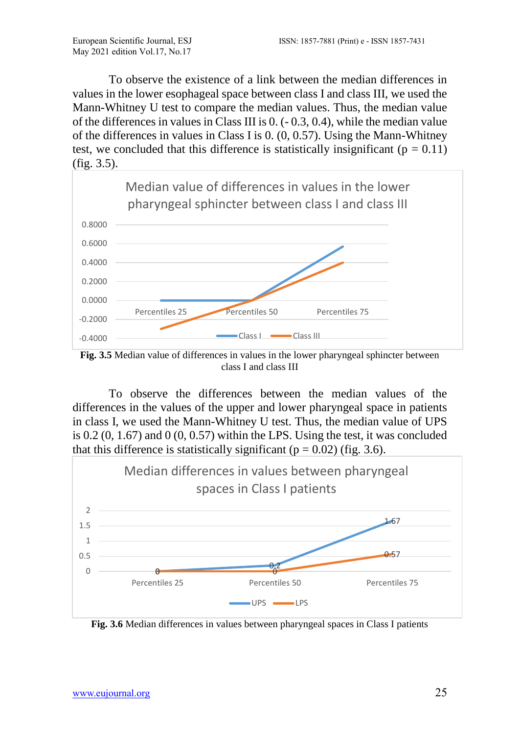To observe the existence of a link between the median differences in values in the lower esophageal space between class I and class III, we used the Mann-Whitney U test to compare the median values. Thus, the median value of the differences in values in Class III is 0. (- 0.3, 0.4), while the median value of the differences in values in Class I is 0. (0, 0.57). Using the Mann-Whitney test, we concluded that this difference is statistically insignificant ($p = 0.11$) (fig. 3.5).

**Fig. 3.5** Median value of differences in values in the lower pharyngeal sphincter between class I and class III

To observe the differences between the median values of the differences in the values of the upper and lower pharyngeal space in patients in class I, we used the Mann-Whitney U test. Thus, the median value of UPS is 0.2 (0, 1.67) and 0 (0, 0.57) within the LPS. Using the test, it was concluded that this difference is statistically significant ($p = 0.02$) (fig. 3.6).

**Fig. 3.6** Median differences in values between pharyngeal spaces in Class I patients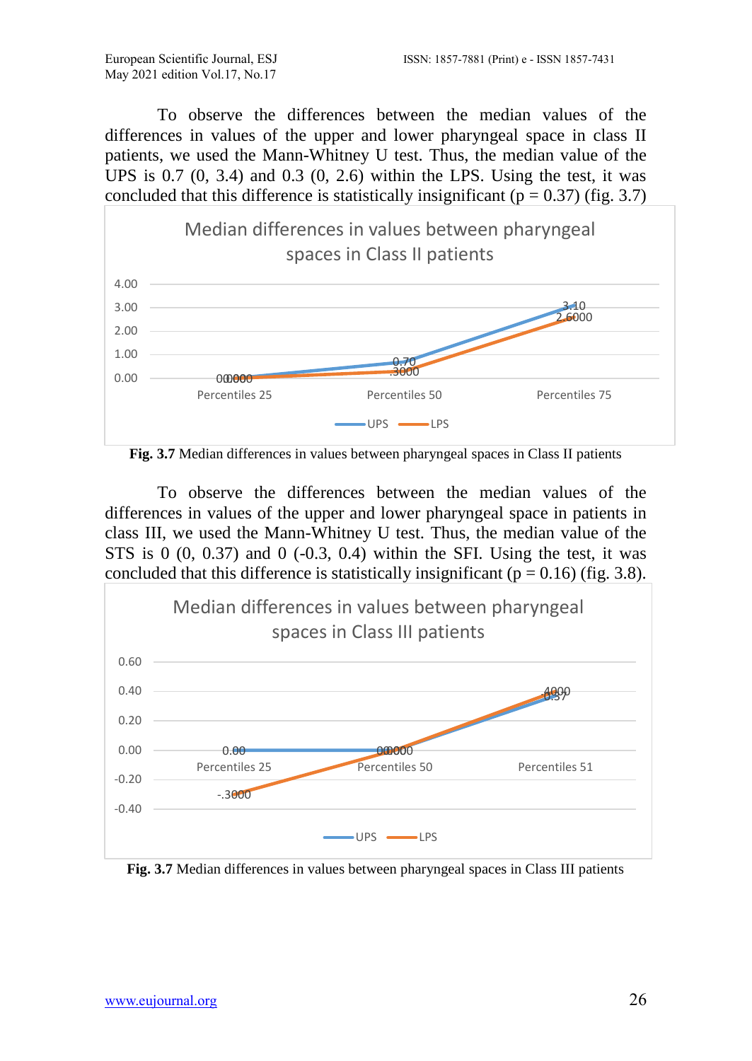To observe the differences between the median values of the differences in values of the upper and lower pharyngeal space in class II patients, we used the Mann-Whitney U test. Thus, the median value of the UPS is 0.7 (0, 3.4) and 0.3 (0, 2.6) within the LPS. Using the test, it was concluded that this difference is statistically insignificant ($p = 0.37$) (fig. 3.7)

**Fig. 3.7** Median differences in values between pharyngeal spaces in Class II patients

To observe the differences between the median values of the differences in values of the upper and lower pharyngeal space in patients in class III, we used the Mann-Whitney U test. Thus, the median value of the STS is 0 (0, 0.37) and 0 (-0.3, 0.4) within the SFI. Using the test, it was concluded that this difference is statistically insignificant ($p = 0.16$) (fig. 3.8).

**Fig. 3.7** Median differences in values between pharyngeal spaces in Class III patients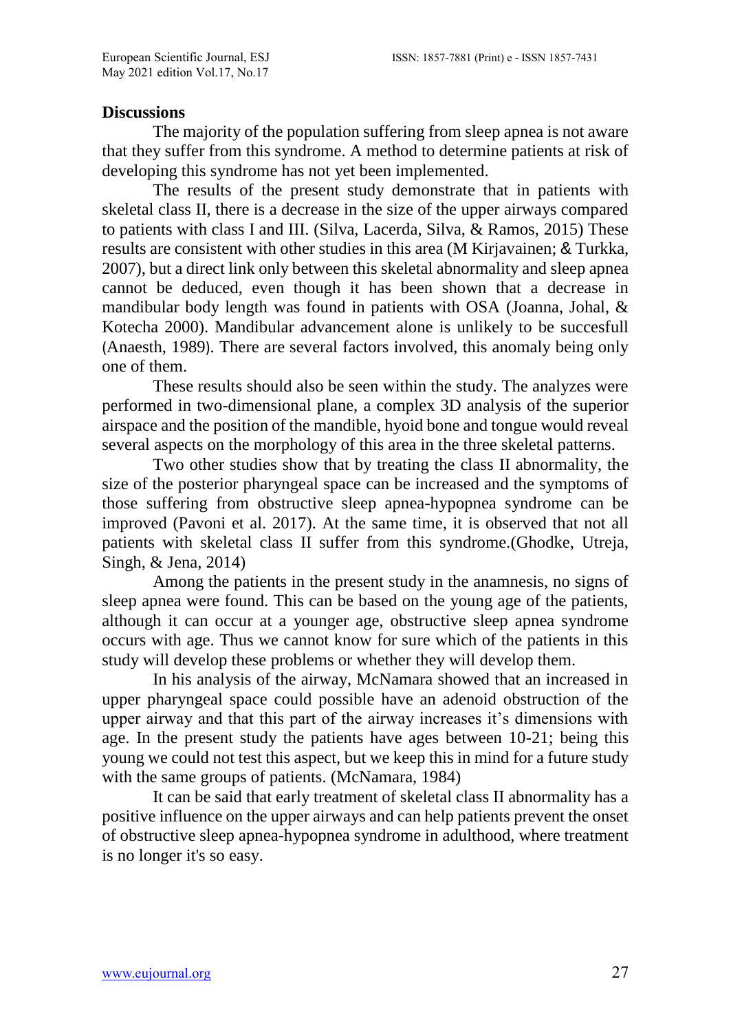## Discussions

The majority of the population suffering from sleep apnea is not aware that they suffer from this syndrome. A method to determine patients at risk of developing this syndrome has not yet been implemented.

The results of the present study demonstrate that in patients with skeletal class II, there is a decrease in the size of the upper airways compared to patients with class I and III. (Silva, Lacerda, Silva, & Ramos, 2015) These results are consistent with other studies in this area (M Kirjavainen; & Turkka, 2007), but a direct link only between this skeletal abnormality and sleep apnea cannot be deduced, even though it has been shown that a decrease in mandibular body length was found in patients with OSA (Joanna, Johal, & Kotecha 2000). Mandibular advancement alone is unlikely to be succesfull (Anaesth, 1989). There are several factors involved, this anomaly being only one of them.

These results should also be seen within the study. The analyzes were performed in two-dimensional plane, a complex 3D analysis of the superior airspace and the position of the mandible, hyoid bone and tongue would reveal several aspects on the morphology of this area in the three skeletal patterns.

Two other studies show that by treating the class II abnormality, the size of the posterior pharyngeal space can be increased and the symptoms of those suffering from obstructive sleep apnea-hypopnea syndrome can be improved (Pavoni et al. 2017). At the same time, it is observed that not all patients with skeletal class II suffer from this syndrome.(Ghodke, Utreja, Singh, & Jena, 2014)

Among the patients in the present study in the anamnesis, no signs of sleep apnea were found. This can be based on the young age of the patients, although it can occur at a younger age, obstructive sleep apnea syndrome occurs with age. Thus we cannot know for sure which of the patients in this study will develop these problems or whether they will develop them.

In his analysis of the airway, McNamara showed that an increased in upper pharyngeal space could possible have an adenoid obstruction of the upper airway and that this part of the airway increases it's dimensions with age. In the present study the patients have ages between 10-21; being this young we could not test this aspect, but we keep this in mind for a future study with the same groups of patients. (McNamara, 1984)

It can be said that early treatment of skeletal class II abnormality has a positive influence on the upper airways and can help patients prevent the onset of obstructive sleep apnea-hypopnea syndrome in adulthood, where treatment is no longer it's so easy.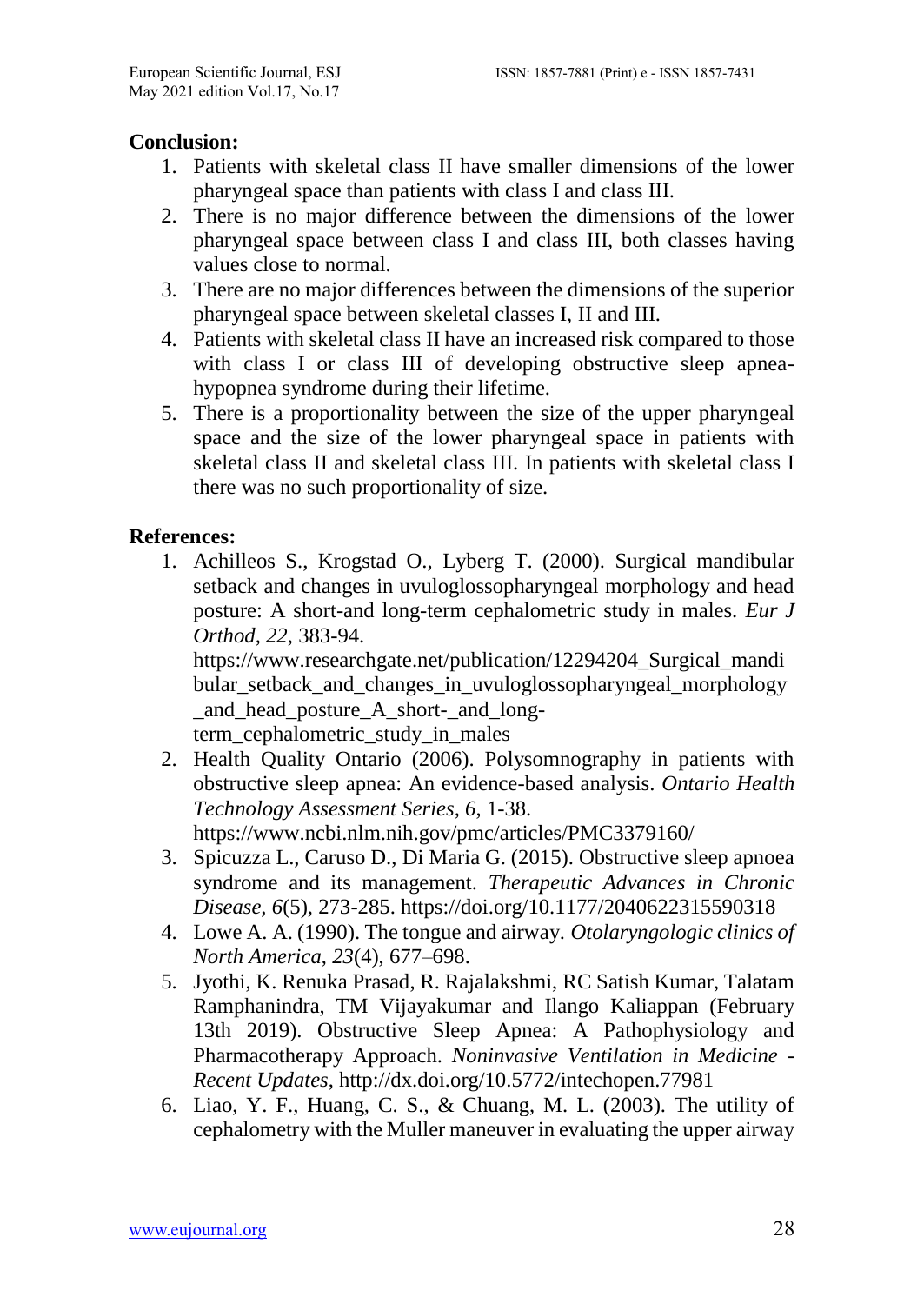**Conclusion:**

1. Patients with skeletal class II have smaller dimensions of the lower pharyngeal space than patients with class I and class III.
2. There is no major difference between the dimensions of the lower pharyngeal space between class I and class III, both classes having values close to normal.
3. There are no major differences between the dimensions of the superior pharyngeal space between skeletal classes I, II and III.
4. Patients with skeletal class II have an increased risk compared to those with class I or class III of developing obstructive sleep apnea-hypopnea syndrome during their lifetime.
5. There is a proportionality between the size of the upper pharyngeal space and the size of the lower pharyngeal space in patients with skeletal class II and skeletal class III. In patients with skeletal class I there was no such proportionality of size.

**References:**

1. Achilleos S., Krogstad O., Lyberg T. (2000). Surgical mandibular setback and changes in uvuloglossopharyngeal morphology and head posture: A short-and long-term cephalometric study in males. *Eur J Orthod, 22*, 383-94. https://www.researchgate.net/publication/12294204_Surgical_mandibular_setback_and_changes_in_uvuloglossopharyngeal_morphology_and_head_posture_A_short-_and_long-term_cephalometric_study_in_males
2. Health Quality Ontario (2006). Polysomnography in patients with obstructive sleep apnea: An evidence-based analysis. *Ontario Health Technology Assessment Series, 6*, 1-38. https://www.ncbi.nlm.nih.gov/pmc/articles/PMC3379160/
3. Spicuzza L., Caruso D., Di Maria G. (2015). Obstructive sleep apnoea syndrome and its management. *Therapeutic Advances in Chronic Disease, 6*(5), 273-285. https://doi.org/10.1177/2040622315590318
4. Lowe A. A. (1990). The tongue and airway. *Otolaryngologic clinics of North America*, *23*(4), 677–698.
5. Jyothi, K. Renuka Prasad, R. Rajalakshmi, RC Satish Kumar, Talatam Ramphanindra, TM Vijayakumar and Ilango Kaliappan (February 13th 2019). Obstructive Sleep Apnea: A Pathophysiology and Pharmacotherapy Approach. *Noninvasive Ventilation in Medicine - Recent Updates*, http://dx.doi.org/10.5772/intechopen.77981
6. Liao, Y. F., Huang, C. S., & Chuang, M. L. (2003). The utility of cephalometry with the Muller maneuver in evaluating the upper airway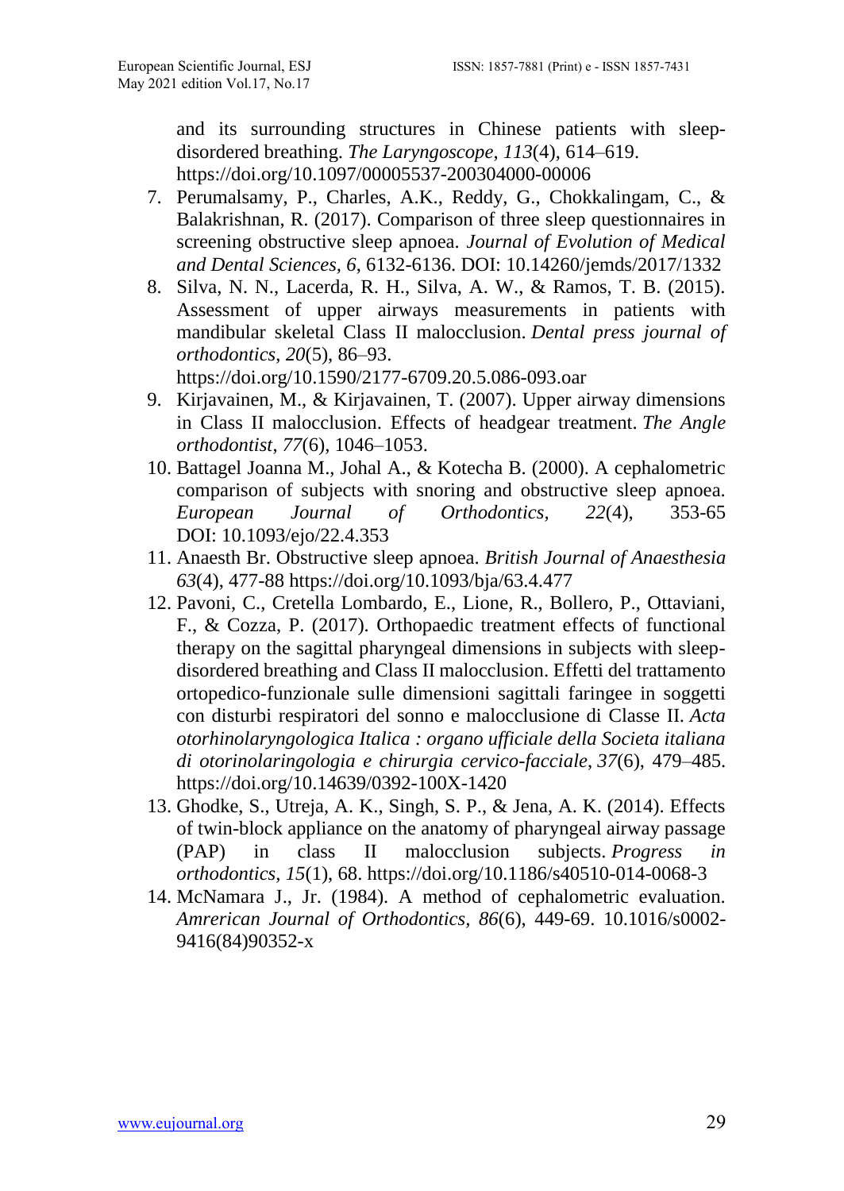and its surrounding structures in Chinese patients with sleep-disordered breathing. *The Laryngoscope*, *113*(4), 614–619. https://doi.org/10.1097/00005537-200304000-00006

7. Perumalsamy, P., Charles, A.K., Reddy, G., Chokkalingam, C., & Balakrishnan, R. (2017). Comparison of three sleep questionnaires in screening obstructive sleep apnoea. *Journal of Evolution of Medical and Dental Sciences, 6*, 6132-6136. DOI: 10.14260/jemds/2017/1332
8. Silva, N. N., Lacerda, R. H., Silva, A. W., & Ramos, T. B. (2015). Assessment of upper airways measurements in patients with mandibular skeletal Class II malocclusion. *Dental press journal of orthodontics*, *20*(5), 86–93. https://doi.org/10.1590/2177-6709.20.5.086-093.oar
9. Kirjavainen, M., & Kirjavainen, T. (2007). Upper airway dimensions in Class II malocclusion. Effects of headgear treatment. *The Angle orthodontist*, *77*(6), 1046–1053.
10. Battagel Joanna M., Johal A., & Kotecha B. (2000). A cephalometric comparison of subjects with snoring and obstructive sleep apnoea. *European Journal of Orthodontics*, *22*(4), 353-65 DOI: 10.1093/ejo/22.4.353
11. Anaesth Br. Obstructive sleep apnoea. *British Journal of Anaesthesia 63*(4), 477-88 https://doi.org/10.1093/bja/63.4.477
12. Pavoni, C., Cretella Lombardo, E., Lione, R., Bollero, P., Ottaviani, F., & Cozza, P. (2017). Orthopaedic treatment effects of functional therapy on the sagittal pharyngeal dimensions in subjects with sleep-disordered breathing and Class II malocclusion. Effetti del trattamento ortopedico-funzionale sulle dimensioni sagittali faringee in soggetti con disturbi respiratori del sonno e malocclusione di Classe II. *Acta otorhinolaryngologica Italica : organo ufficiale della Societa italiana di otorinolaringologia e chirurgia cervico-facciale*, *37*(6), 479–485. https://doi.org/10.14639/0392-100X-1420
13. Ghodke, S., Utreja, A. K., Singh, S. P., & Jena, A. K. (2014). Effects of twin-block appliance on the anatomy of pharyngeal airway passage (PAP) in class II malocclusion subjects. *Progress in orthodontics*, *15*(1), 68. https://doi.org/10.1186/s40510-014-0068-3
14. McNamara J., Jr. (1984). A method of cephalometric evaluation. *Amrerican Journal of Orthodontics*, *86*(6), 449-69. 10.1016/s0002-9416(84)90352-x